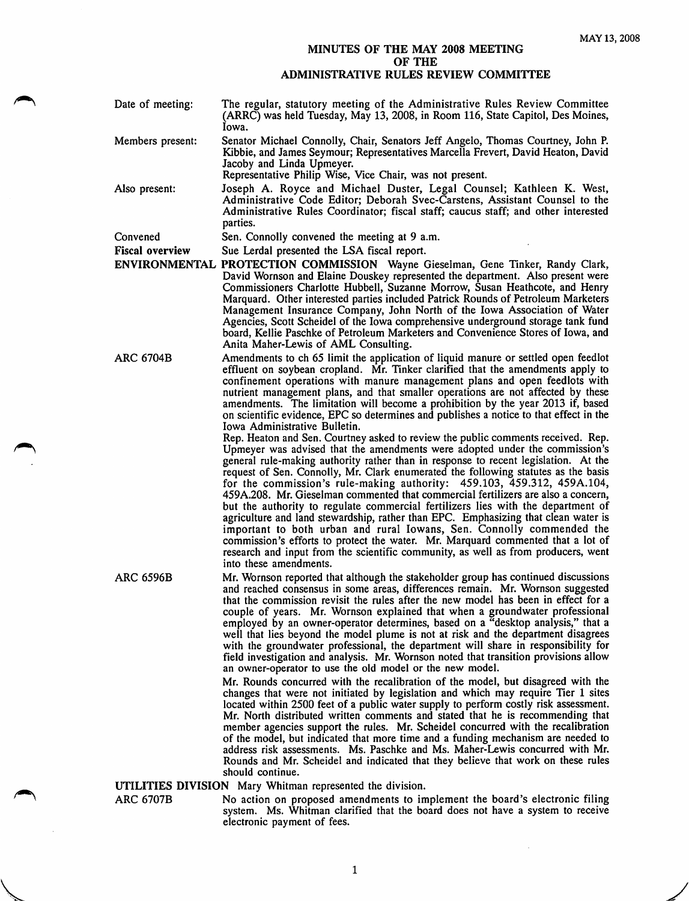MAY 13, 2008

# MINUTES OF THE MAY 2008 MEETING
## OF THE
## ADMINISTRATIVE RULES REVIEW COMMITTEE

**Date of meeting:** The regular, statutory meeting of the Administrative Rules Review Committee (ARRC) was held Tuesday, May 13, 2008, in Room 116, State Capitol, Des Moines, Iowa.

**Members present:** Senator Michael Connolly, Chair, Senators Jeff Angelo, Thomas Courtney, John P. Kibbie, and James Seymour; Representatives Marcella Frevert, David Heaton, David Jacoby and Linda Upmeyer.
Representative Philip Wise, Vice Chair, was not present.

**Also present:** Joseph A. Royce and Michael Duster, Legal Counsel; Kathleen K. West, Administrative Code Editor; Deborah Svec-Carstens, Assistant Counsel to the Administrative Rules Coordinator; fiscal staff; caucus staff; and other interested parties.

**Convened** Sen. Connolly convened the meeting at 9 a.m.

**Fiscal overview** Sue Lerdal presented the LSA fiscal report.

**ENVIRONMENTAL PROTECTION COMMISSION** Wayne Gieselman, Gene Tinker, Randy Clark, David Wornson and Elaine Douskey represented the department. Also present were Commissioners Charlotte Hubbell, Suzanne Morrow, Susan Heathcote, and Henry Marquard. Other interested parties included Patrick Rounds of Petroleum Marketers Management Insurance Company, John North of the Iowa Association of Water Agencies, Scott Scheidel of the Iowa comprehensive underground storage tank fund board, Kellie Paschke of Petroleum Marketers and Convenience Stores of Iowa, and Anita Maher-Lewis of AML Consulting.

**ARC 6704B** Amendments to ch 65 limit the application of liquid manure or settled open feedlot effluent on soybean cropland. Mr. Tinker clarified that the amendments apply to confinement operations with manure management plans and open feedlots with nutrient management plans, and that smaller operations are not affected by these amendments. The limitation will become a prohibition by the year 2013 if, based on scientific evidence, EPC so determines and publishes a notice to that effect in the Iowa Administrative Bulletin.

Rep. Heaton and Sen. Courtney asked to review the public comments received. Rep. Upmeyer was advised that the amendments were adopted under the commission's general rule-making authority rather than in response to recent legislation. At the request of Sen. Connolly, Mr. Clark enumerated the following statutes as the basis for the commission's rule-making authority: 459.103, 459.312, 459A.104, 459A.208. Mr. Gieselman commented that commercial fertilizers are also a concern, but the authority to regulate commercial fertilizers lies with the department of agriculture and land stewardship, rather than EPC. Emphasizing that clean water is important to both urban and rural Iowans, Sen. Connolly commended the commission's efforts to protect the water. Mr. Marquard commented that a lot of research and input from the scientific community, as well as from producers, went into these amendments.

**ARC 6596B** Mr. Wornson reported that although the stakeholder group has continued discussions and reached consensus in some areas, differences remain. Mr. Wornson suggested that the commission revisit the rules after the new model has been in effect for a couple of years. Mr. Wornson explained that when a groundwater professional employed by an owner-operator determines, based on a "desktop analysis," that a well that lies beyond the model plume is not at risk and the department disagrees with the groundwater professional, the department will share in responsibility for field investigation and analysis. Mr. Wornson noted that transition provisions allow an owner-operator to use the old model or the new model.

Mr. Rounds concurred with the recalibration of the model, but disagreed with the changes that were not initiated by legislation and which may require Tier 1 sites located within 2500 feet of a public water supply to perform costly risk assessment. Mr. North distributed written comments and stated that he is recommending that member agencies support the rules. Mr. Scheidel concurred with the recalibration of the model, but indicated that more time and a funding mechanism are needed to address risk assessments. Ms. Paschke and Ms. Maher-Lewis concurred with Mr. Rounds and Mr. Scheidel and indicated that they believe that work on these rules should continue.

**UTILITIES DIVISION** Mary Whitman represented the division.

**ARC 6707B** No action on proposed amendments to implement the board's electronic filing system. Ms. Whitman clarified that the board does not have a system to receive electronic payment of fees.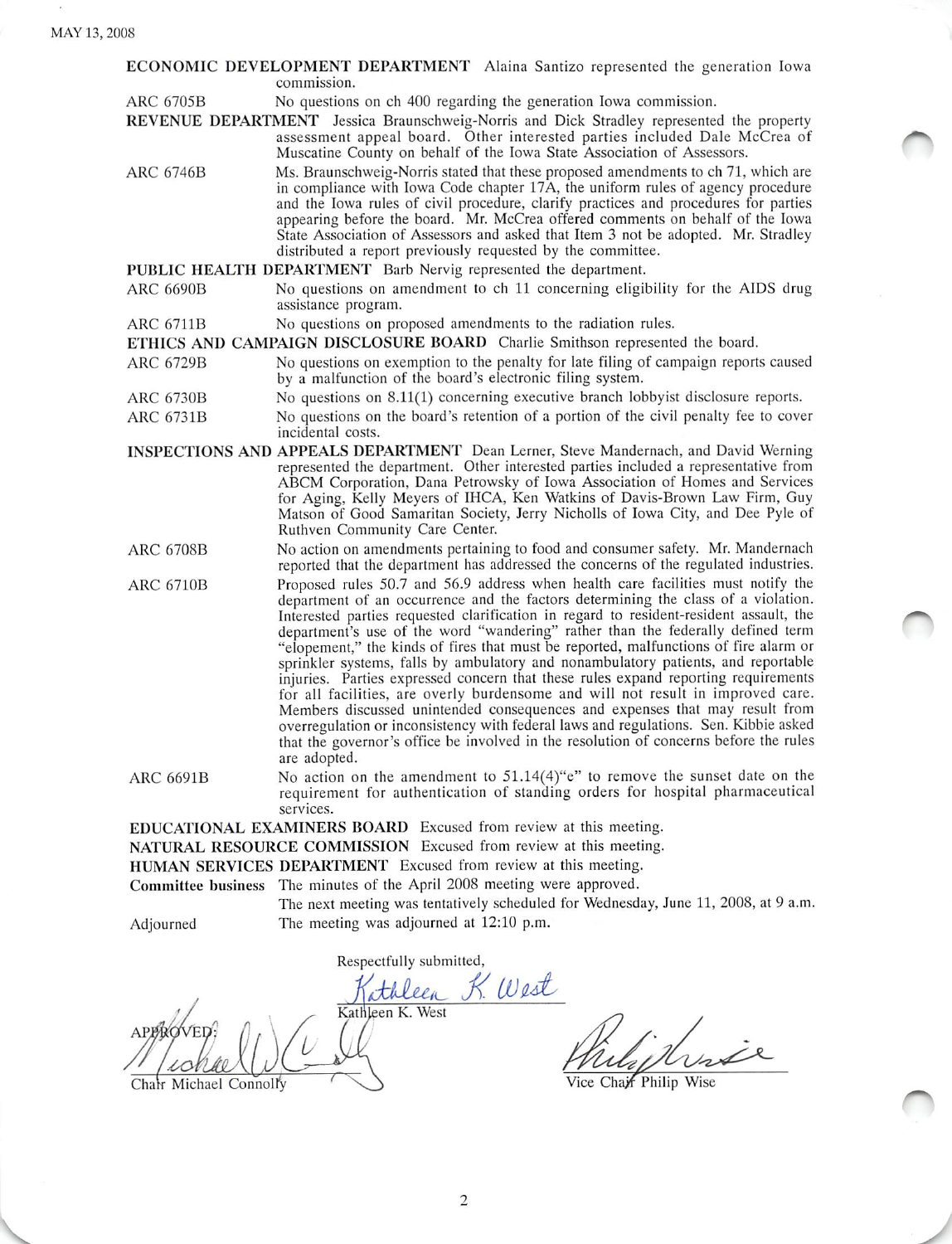MAY 13, 2008

**ECONOMIC DEVELOPMENT DEPARTMENT** Alaina Santizo represented the generation Iowa commission.

ARC 6705B — No questions on ch 400 regarding the generation Iowa commission.

**REVENUE DEPARTMENT** Jessica Braunschweig-Norris and Dick Stradley represented the property assessment appeal board. Other interested parties included Dale McCrea of Muscatine County on behalf of the Iowa State Association of Assessors.

ARC 6746B — Ms. Braunschweig-Norris stated that these proposed amendments to ch 71, which are in compliance with Iowa Code chapter 17A, the uniform rules of agency procedure and the Iowa rules of civil procedure, clarify practices and procedures for parties appearing before the board. Mr. McCrea offered comments on behalf of the Iowa State Association of Assessors and asked that Item 3 not be adopted. Mr. Stradley distributed a report previously requested by the committee.

**PUBLIC HEALTH DEPARTMENT** Barb Nervig represented the department.

ARC 6690B — No questions on amendment to ch 11 concerning eligibility for the AIDS drug assistance program.

ARC 6711B — No questions on proposed amendments to the radiation rules.

**ETHICS AND CAMPAIGN DISCLOSURE BOARD** Charlie Smithson represented the board.

ARC 6729B — No questions on exemption to the penalty for late filing of campaign reports caused by a malfunction of the board's electronic filing system.

ARC 6730B — No questions on 8.11(1) concerning executive branch lobbyist disclosure reports.

ARC 6731B — No questions on the board's retention of a portion of the civil penalty fee to cover incidental costs.

**INSPECTIONS AND APPEALS DEPARTMENT** Dean Lerner, Steve Mandernach, and David Werning represented the department. Other interested parties included a representative from ABCM Corporation, Dana Petrowsky of Iowa Association of Homes and Services for Aging, Kelly Meyers of IHCA, Ken Watkins of Davis-Brown Law Firm, Guy Matson of Good Samaritan Society, Jerry Nicholls of Iowa City, and Dee Pyle of Ruthven Community Care Center.

ARC 6708B — No action on amendments pertaining to food and consumer safety. Mr. Mandernach reported that the department has addressed the concerns of the regulated industries.

ARC 6710B — Proposed rules 50.7 and 56.9 address when health care facilities must notify the department of an occurrence and the factors determining the class of a violation. Interested parties requested clarification in regard to resident-resident assault, the department's use of the word "wandering" rather than the federally defined term "elopement," the kinds of fires that must be reported, malfunctions of fire alarm or sprinkler systems, falls by ambulatory and nonambulatory patients, and reportable injuries. Parties expressed concern that these rules expand reporting requirements for all facilities, are overly burdensome and will not result in improved care. Members discussed unintended consequences and expenses that may result from overregulation or inconsistency with federal laws and regulations. Sen. Kibbie asked that the governor's office be involved in the resolution of concerns before the rules are adopted.

ARC 6691B — No action on the amendment to 51.14(4)"e" to remove the sunset date on the requirement for authentication of standing orders for hospital pharmaceutical services.

**EDUCATIONAL EXAMINERS BOARD** Excused from review at this meeting.

**NATURAL RESOURCE COMMISSION** Excused from review at this meeting.

**HUMAN SERVICES DEPARTMENT** Excused from review at this meeting.

**Committee business** The minutes of the April 2008 meeting were approved.
The next meeting was tentatively scheduled for Wednesday, June 11, 2008, at 9 a.m.

Adjourned — The meeting was adjourned at 12:10 p.m.

Respectfully submitted,

Kathleen K. West

APPROVED:

Chair Michael Connolly

Vice Chair Philip Wise